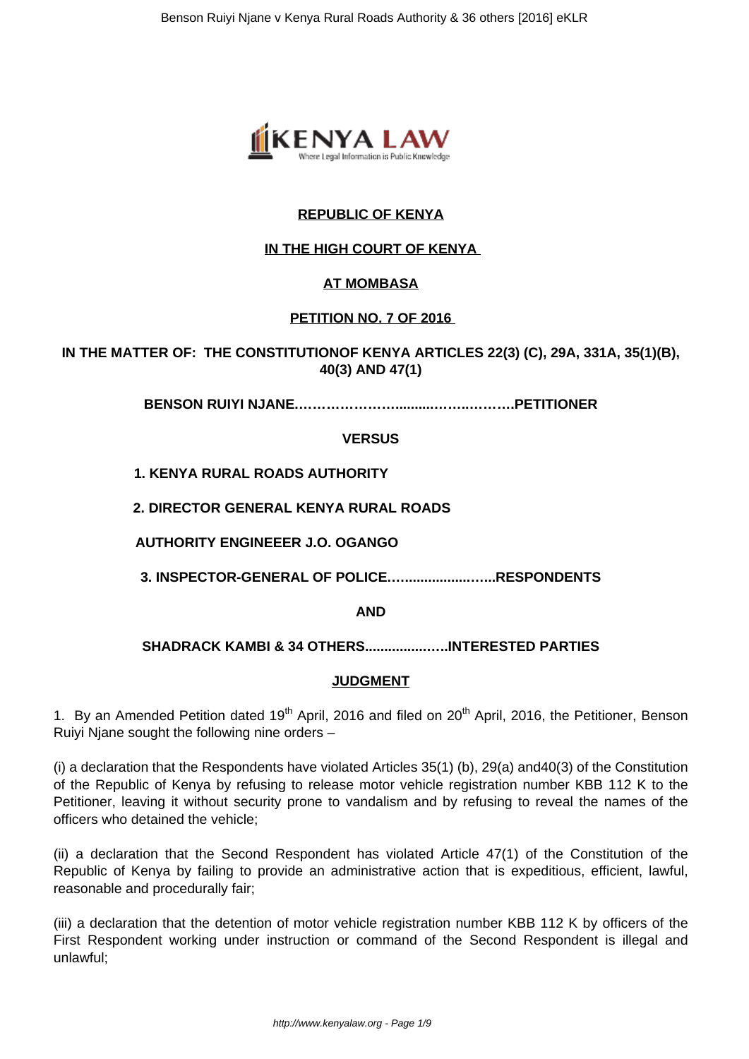**REPUBLIC OF KENYA**

**IN THE HIGH COURT OF KENYA**

**AT MOMBASA**

**PETITION NO. 7 OF 2016**

**IN THE MATTER OF: THE CONSTITUTIONOF KENYA ARTICLES 22(3) (C), 29A, 331A, 35(1)(B), 40(3) AND 47(1)**

**BENSON RUIYI NJANE……………………..........…….….……..PETITIONER**

**VERSUS**

**1. KENYA RURAL ROADS AUTHORITY**

**2. DIRECTOR GENERAL KENYA RURAL ROADS**

**AUTHORITY ENGINEEER J.O. OGANGO**

**3. INSPECTOR-GENERAL OF POLICE…...................…...RESPONDENTS**

**AND**

**SHADRACK KAMBI & 34 OTHERS..................…..INTERESTED PARTIES**

**JUDGMENT**

1. By an Amended Petition dated 19th April, 2016 and filed on 20th April, 2016, the Petitioner, Benson Ruiyi Njane sought the following nine orders –

(i) a declaration that the Respondents have violated Articles 35(1) (b), 29(a) and40(3) of the Constitution of the Republic of Kenya by refusing to release motor vehicle registration number KBB 112 K to the Petitioner, leaving it without security prone to vandalism and by refusing to reveal the names of the officers who detained the vehicle;

(ii) a declaration that the Second Respondent has violated Article 47(1) of the Constitution of the Republic of Kenya by failing to provide an administrative action that is expeditious, efficient, lawful, reasonable and procedurally fair;

(iii) a declaration that the detention of motor vehicle registration number KBB 112 K by officers of the First Respondent working under instruction or command of the Second Respondent is illegal and unlawful;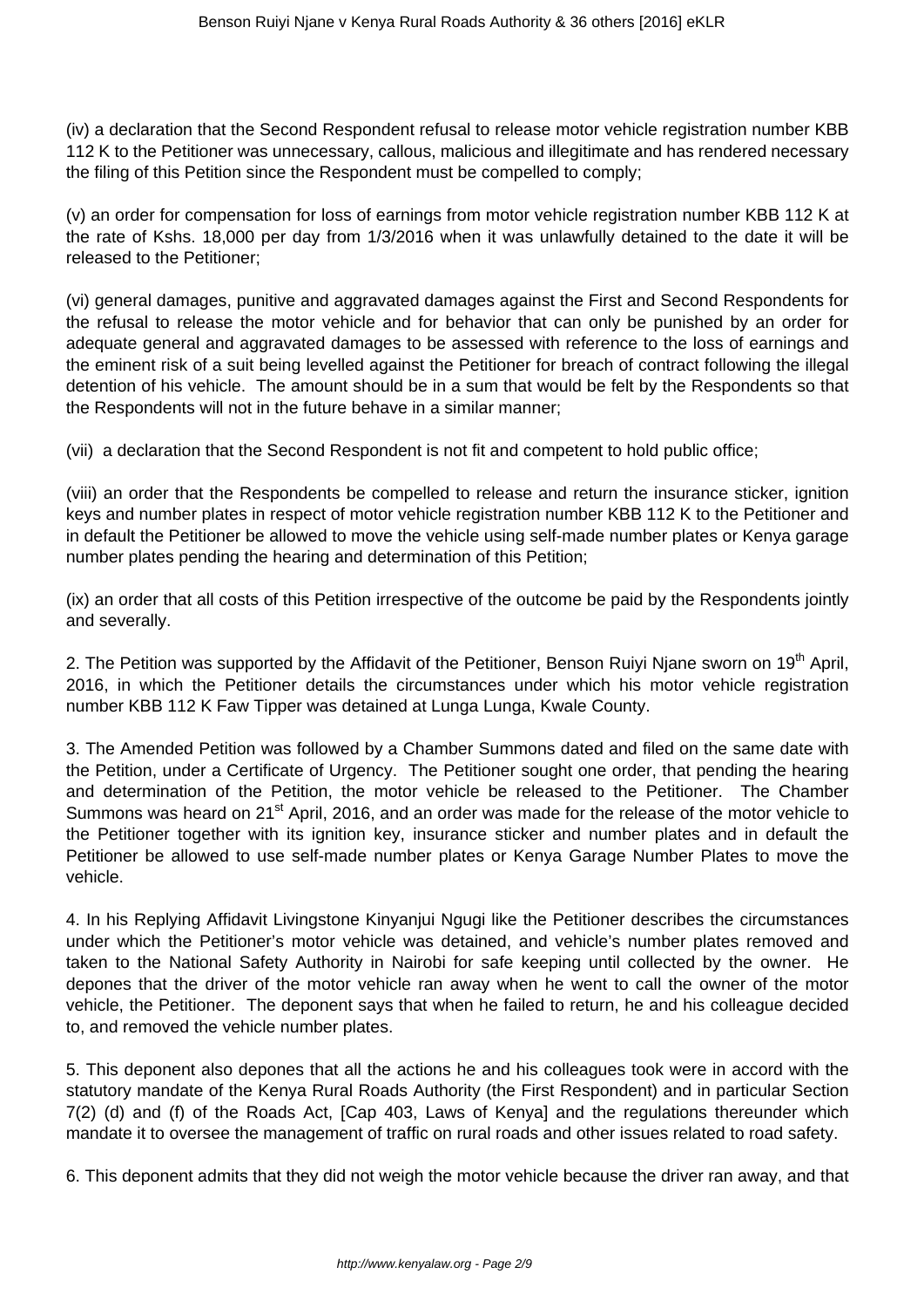(iv) a declaration that the Second Respondent refusal to release motor vehicle registration number KBB 112 K to the Petitioner was unnecessary, callous, malicious and illegitimate and has rendered necessary the filing of this Petition since the Respondent must be compelled to comply;

(v) an order for compensation for loss of earnings from motor vehicle registration number KBB 112 K at the rate of Kshs. 18,000 per day from 1/3/2016 when it was unlawfully detained to the date it will be released to the Petitioner;

(vi) general damages, punitive and aggravated damages against the First and Second Respondents for the refusal to release the motor vehicle and for behavior that can only be punished by an order for adequate general and aggravated damages to be assessed with reference to the loss of earnings and the eminent risk of a suit being levelled against the Petitioner for breach of contract following the illegal detention of his vehicle. The amount should be in a sum that would be felt by the Respondents so that the Respondents will not in the future behave in a similar manner;

(vii) a declaration that the Second Respondent is not fit and competent to hold public office;

(viii) an order that the Respondents be compelled to release and return the insurance sticker, ignition keys and number plates in respect of motor vehicle registration number KBB 112 K to the Petitioner and in default the Petitioner be allowed to move the vehicle using self-made number plates or Kenya garage number plates pending the hearing and determination of this Petition;

(ix) an order that all costs of this Petition irrespective of the outcome be paid by the Respondents jointly and severally.

2. The Petition was supported by the Affidavit of the Petitioner, Benson Ruiyi Njane sworn on 19th April, 2016, in which the Petitioner details the circumstances under which his motor vehicle registration number KBB 112 K Faw Tipper was detained at Lunga Lunga, Kwale County.

3. The Amended Petition was followed by a Chamber Summons dated and filed on the same date with the Petition, under a Certificate of Urgency. The Petitioner sought one order, that pending the hearing and determination of the Petition, the motor vehicle be released to the Petitioner. The Chamber Summons was heard on 21st April, 2016, and an order was made for the release of the motor vehicle to the Petitioner together with its ignition key, insurance sticker and number plates and in default the Petitioner be allowed to use self-made number plates or Kenya Garage Number Plates to move the vehicle.

4. In his Replying Affidavit Livingstone Kinyanjui Ngugi like the Petitioner describes the circumstances under which the Petitioner's motor vehicle was detained, and vehicle's number plates removed and taken to the National Safety Authority in Nairobi for safe keeping until collected by the owner. He depones that the driver of the motor vehicle ran away when he went to call the owner of the motor vehicle, the Petitioner. The deponent says that when he failed to return, he and his colleague decided to, and removed the vehicle number plates.

5. This deponent also depones that all the actions he and his colleagues took were in accord with the statutory mandate of the Kenya Rural Roads Authority (the First Respondent) and in particular Section 7(2) (d) and (f) of the Roads Act, [Cap 403, Laws of Kenya] and the regulations thereunder which mandate it to oversee the management of traffic on rural roads and other issues related to road safety.

6. This deponent admits that they did not weigh the motor vehicle because the driver ran away, and that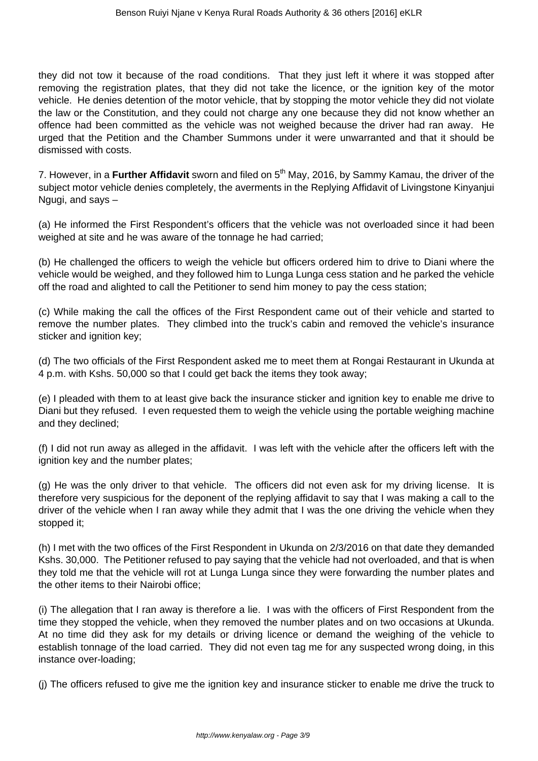they did not tow it because of the road conditions. That they just left it where it was stopped after removing the registration plates, that they did not take the licence, or the ignition key of the motor vehicle. He denies detention of the motor vehicle, that by stopping the motor vehicle they did not violate the law or the Constitution, and they could not charge any one because they did not know whether an offence had been committed as the vehicle was not weighed because the driver had ran away. He urged that the Petition and the Chamber Summons under it were unwarranted and that it should be dismissed with costs.

7. However, in a **Further Affidavit** sworn and filed on 5th May, 2016, by Sammy Kamau, the driver of the subject motor vehicle denies completely, the averments in the Replying Affidavit of Livingstone Kinyanjui Ngugi, and says –

(a) He informed the First Respondent's officers that the vehicle was not overloaded since it had been weighed at site and he was aware of the tonnage he had carried;

(b) He challenged the officers to weigh the vehicle but officers ordered him to drive to Diani where the vehicle would be weighed, and they followed him to Lunga Lunga cess station and he parked the vehicle off the road and alighted to call the Petitioner to send him money to pay the cess station;

(c) While making the call the offices of the First Respondent came out of their vehicle and started to remove the number plates. They climbed into the truck's cabin and removed the vehicle's insurance sticker and ignition key;

(d) The two officials of the First Respondent asked me to meet them at Rongai Restaurant in Ukunda at 4 p.m. with Kshs. 50,000 so that I could get back the items they took away;

(e) I pleaded with them to at least give back the insurance sticker and ignition key to enable me drive to Diani but they refused. I even requested them to weigh the vehicle using the portable weighing machine and they declined;

(f) I did not run away as alleged in the affidavit. I was left with the vehicle after the officers left with the ignition key and the number plates;

(g) He was the only driver to that vehicle. The officers did not even ask for my driving license. It is therefore very suspicious for the deponent of the replying affidavit to say that I was making a call to the driver of the vehicle when I ran away while they admit that I was the one driving the vehicle when they stopped it;

(h) I met with the two offices of the First Respondent in Ukunda on 2/3/2016 on that date they demanded Kshs. 30,000. The Petitioner refused to pay saying that the vehicle had not overloaded, and that is when they told me that the vehicle will rot at Lunga Lunga since they were forwarding the number plates and the other items to their Nairobi office;

(i) The allegation that I ran away is therefore a lie. I was with the officers of First Respondent from the time they stopped the vehicle, when they removed the number plates and on two occasions at Ukunda. At no time did they ask for my details or driving licence or demand the weighing of the vehicle to establish tonnage of the load carried. They did not even tag me for any suspected wrong doing, in this instance over-loading;

(j) The officers refused to give me the ignition key and insurance sticker to enable me drive the truck to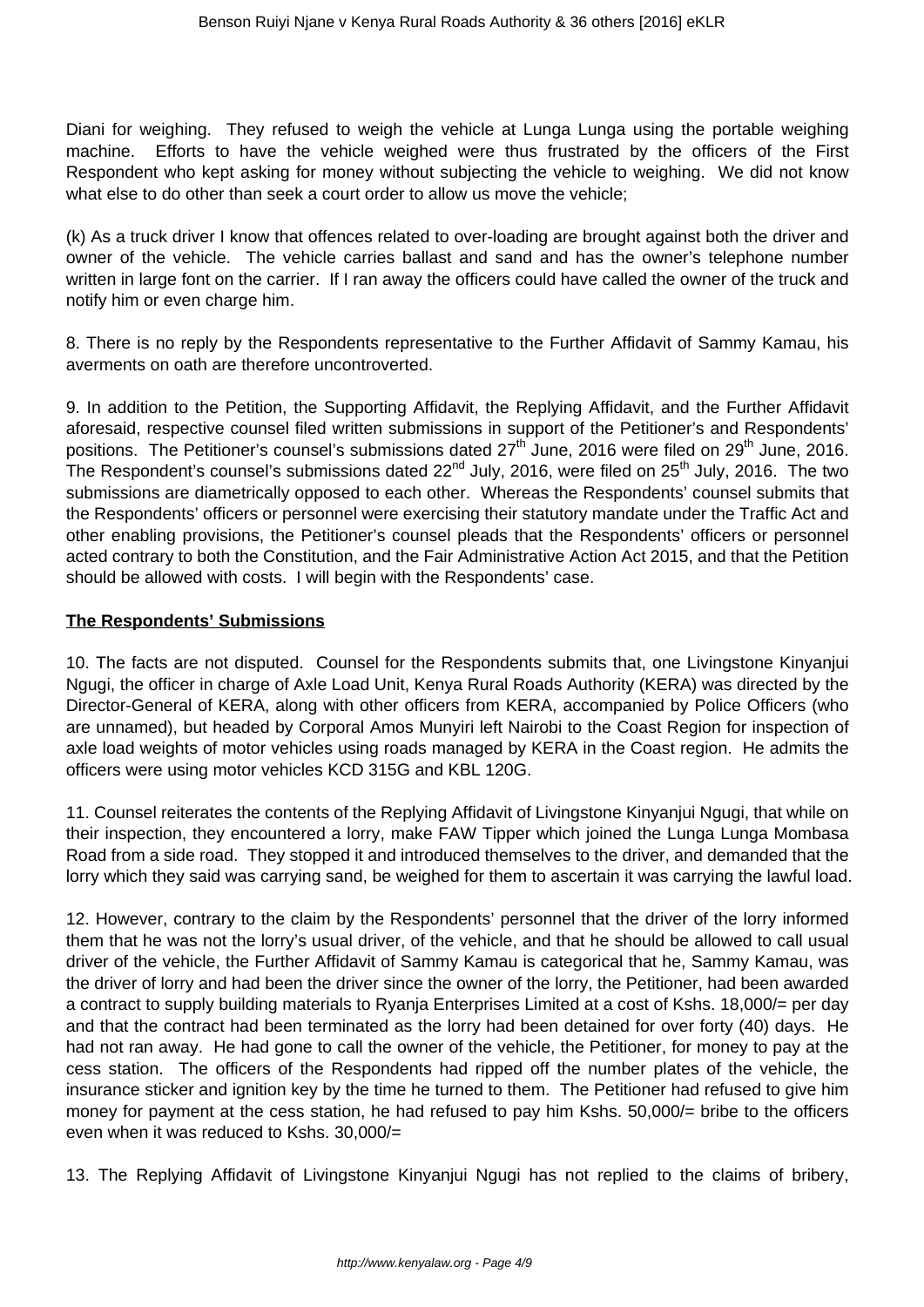Diani for weighing. They refused to weigh the vehicle at Lunga Lunga using the portable weighing machine. Efforts to have the vehicle weighed were thus frustrated by the officers of the First Respondent who kept asking for money without subjecting the vehicle to weighing. We did not know what else to do other than seek a court order to allow us move the vehicle;

(k) As a truck driver I know that offences related to over-loading are brought against both the driver and owner of the vehicle. The vehicle carries ballast and sand and has the owner's telephone number written in large font on the carrier. If I ran away the officers could have called the owner of the truck and notify him or even charge him.

8. There is no reply by the Respondents representative to the Further Affidavit of Sammy Kamau, his averments on oath are therefore uncontroverted.

9. In addition to the Petition, the Supporting Affidavit, the Replying Affidavit, and the Further Affidavit aforesaid, respective counsel filed written submissions in support of the Petitioner's and Respondents' positions. The Petitioner's counsel's submissions dated 27th June, 2016 were filed on 29th June, 2016. The Respondent's counsel's submissions dated 22nd July, 2016, were filed on 25th July, 2016. The two submissions are diametrically opposed to each other. Whereas the Respondents' counsel submits that the Respondents' officers or personnel were exercising their statutory mandate under the Traffic Act and other enabling provisions, the Petitioner's counsel pleads that the Respondents' officers or personnel acted contrary to both the Constitution, and the Fair Administrative Action Act 2015, and that the Petition should be allowed with costs. I will begin with the Respondents' case.

**The Respondents' Submissions**

10. The facts are not disputed. Counsel for the Respondents submits that, one Livingstone Kinyanjui Ngugi, the officer in charge of Axle Load Unit, Kenya Rural Roads Authority (KERA) was directed by the Director-General of KERA, along with other officers from KERA, accompanied by Police Officers (who are unnamed), but headed by Corporal Amos Munyiri left Nairobi to the Coast Region for inspection of axle load weights of motor vehicles using roads managed by KERA in the Coast region. He admits the officers were using motor vehicles KCD 315G and KBL 120G.

11. Counsel reiterates the contents of the Replying Affidavit of Livingstone Kinyanjui Ngugi, that while on their inspection, they encountered a lorry, make FAW Tipper which joined the Lunga Lunga Mombasa Road from a side road. They stopped it and introduced themselves to the driver, and demanded that the lorry which they said was carrying sand, be weighed for them to ascertain it was carrying the lawful load.

12. However, contrary to the claim by the Respondents' personnel that the driver of the lorry informed them that he was not the lorry's usual driver, of the vehicle, and that he should be allowed to call usual driver of the vehicle, the Further Affidavit of Sammy Kamau is categorical that he, Sammy Kamau, was the driver of lorry and had been the driver since the owner of the lorry, the Petitioner, had been awarded a contract to supply building materials to Ryanja Enterprises Limited at a cost of Kshs. 18,000/= per day and that the contract had been terminated as the lorry had been detained for over forty (40) days. He had not ran away. He had gone to call the owner of the vehicle, the Petitioner, for money to pay at the cess station. The officers of the Respondents had ripped off the number plates of the vehicle, the insurance sticker and ignition key by the time he turned to them. The Petitioner had refused to give him money for payment at the cess station, he had refused to pay him Kshs. 50,000/= bribe to the officers even when it was reduced to Kshs. 30,000/=

13. The Replying Affidavit of Livingstone Kinyanjui Ngugi has not replied to the claims of bribery,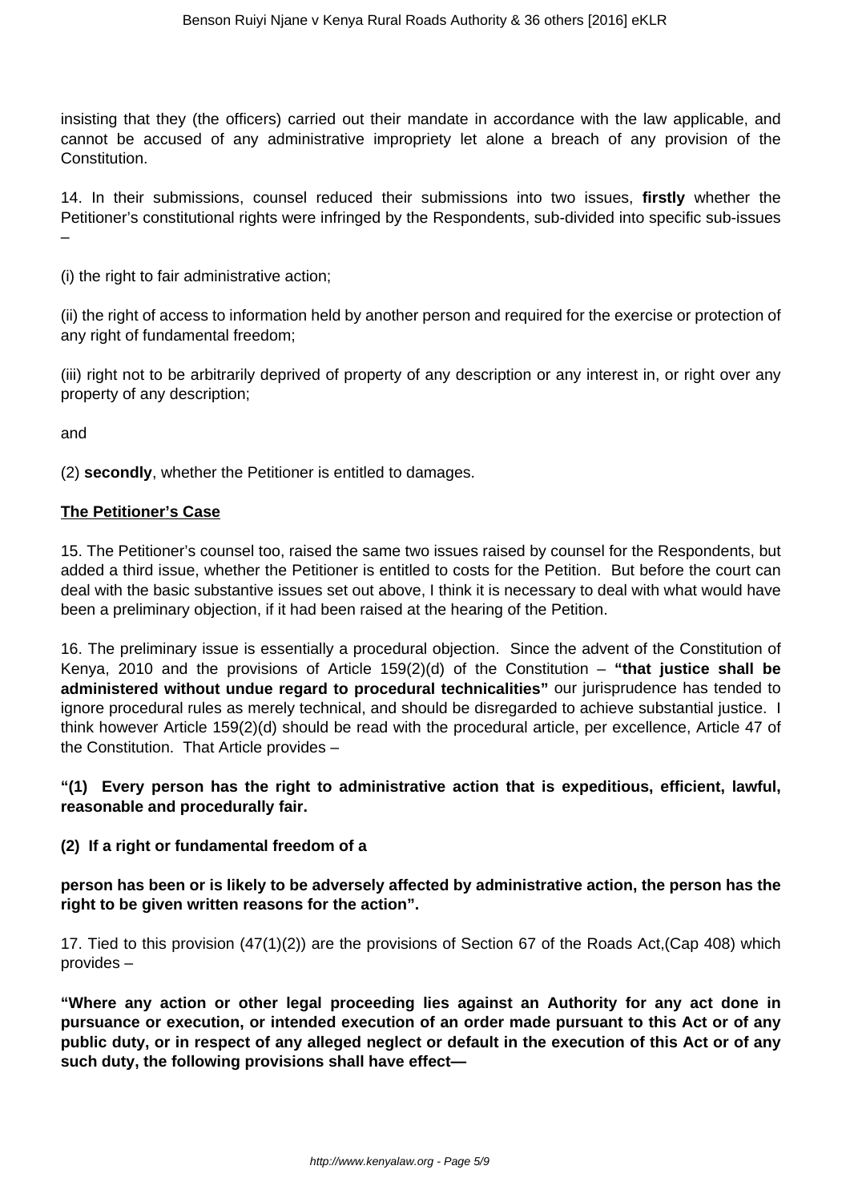insisting that they (the officers) carried out their mandate in accordance with the law applicable, and cannot be accused of any administrative impropriety let alone a breach of any provision of the Constitution.

14. In their submissions, counsel reduced their submissions into two issues, **firstly** whether the Petitioner's constitutional rights were infringed by the Respondents, sub-divided into specific sub-issues –

(i) the right to fair administrative action;

(ii) the right of access to information held by another person and required for the exercise or protection of any right of fundamental freedom;

(iii) right not to be arbitrarily deprived of property of any description or any interest in, or right over any property of any description;

and

(2) **secondly**, whether the Petitioner is entitled to damages.

**The Petitioner's Case**

15. The Petitioner's counsel too, raised the same two issues raised by counsel for the Respondents, but added a third issue, whether the Petitioner is entitled to costs for the Petition. But before the court can deal with the basic substantive issues set out above, I think it is necessary to deal with what would have been a preliminary objection, if it had been raised at the hearing of the Petition.

16. The preliminary issue is essentially a procedural objection. Since the advent of the Constitution of Kenya, 2010 and the provisions of Article 159(2)(d) of the Constitution – **"that justice shall be administered without undue regard to procedural technicalities"** our jurisprudence has tended to ignore procedural rules as merely technical, and should be disregarded to achieve substantial justice. I think however Article 159(2)(d) should be read with the procedural article, per excellence, Article 47 of the Constitution. That Article provides –

**"(1) Every person has the right to administrative action that is expeditious, efficient, lawful, reasonable and procedurally fair.**

**(2) If a right or fundamental freedom of a**

**person has been or is likely to be adversely affected by administrative action, the person has the right to be given written reasons for the action".**

17. Tied to this provision (47(1)(2)) are the provisions of Section 67 of the Roads Act,(Cap 408) which provides –

**"Where any action or other legal proceeding lies against an Authority for any act done in pursuance or execution, or intended execution of an order made pursuant to this Act or of any public duty, or in respect of any alleged neglect or default in the execution of this Act or of any such duty, the following provisions shall have effect—**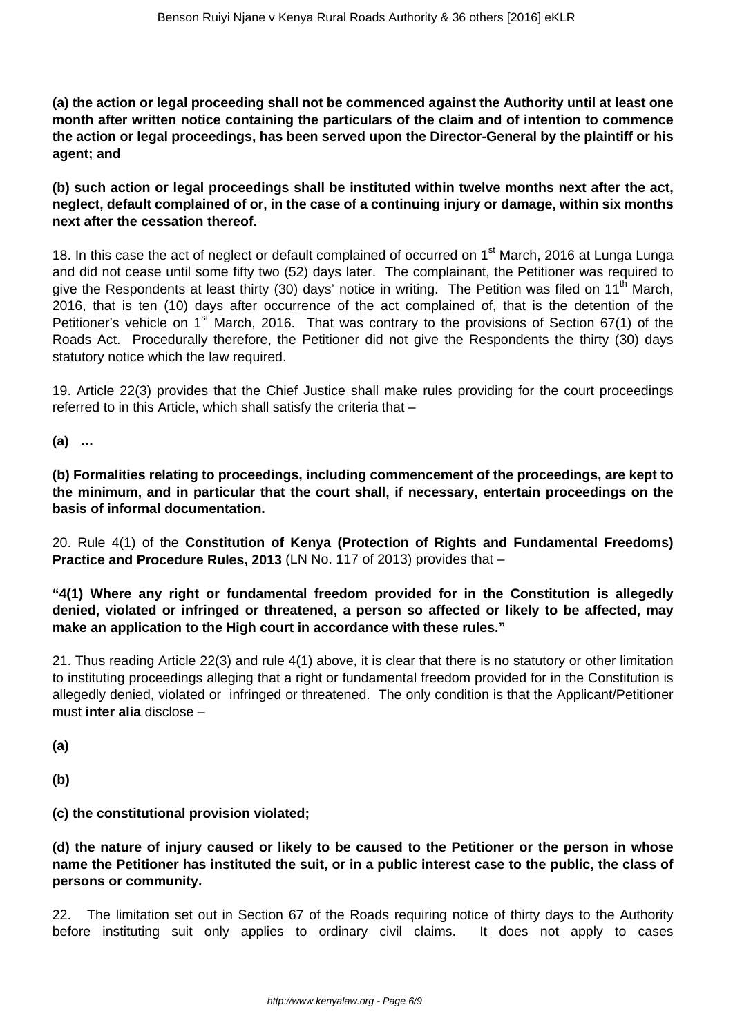**(a) the action or legal proceeding shall not be commenced against the Authority until at least one month after written notice containing the particulars of the claim and of intention to commence the action or legal proceedings, has been served upon the Director-General by the plaintiff or his agent; and**

**(b) such action or legal proceedings shall be instituted within twelve months next after the act, neglect, default complained of or, in the case of a continuing injury or damage, within six months next after the cessation thereof.**

18. In this case the act of neglect or default complained of occurred on 1st March, 2016 at Lunga Lunga and did not cease until some fifty two (52) days later. The complainant, the Petitioner was required to give the Respondents at least thirty (30) days' notice in writing. The Petition was filed on 11th March, 2016, that is ten (10) days after occurrence of the act complained of, that is the detention of the Petitioner's vehicle on 1st March, 2016. That was contrary to the provisions of Section 67(1) of the Roads Act. Procedurally therefore, the Petitioner did not give the Respondents the thirty (30) days statutory notice which the law required.

19. Article 22(3) provides that the Chief Justice shall make rules providing for the court proceedings referred to in this Article, which shall satisfy the criteria that –

**(a) …**

**(b) Formalities relating to proceedings, including commencement of the proceedings, are kept to the minimum, and in particular that the court shall, if necessary, entertain proceedings on the basis of informal documentation.**

20. Rule 4(1) of the **Constitution of Kenya (Protection of Rights and Fundamental Freedoms) Practice and Procedure Rules, 2013** (LN No. 117 of 2013) provides that –

**"4(1) Where any right or fundamental freedom provided for in the Constitution is allegedly denied, violated or infringed or threatened, a person so affected or likely to be affected, may make an application to the High court in accordance with these rules."**

21. Thus reading Article 22(3) and rule 4(1) above, it is clear that there is no statutory or other limitation to instituting proceedings alleging that a right or fundamental freedom provided for in the Constitution is allegedly denied, violated or infringed or threatened. The only condition is that the Applicant/Petitioner must **inter alia** disclose –

**(a)**

**(b)**

**(c) the constitutional provision violated;**

**(d) the nature of injury caused or likely to be caused to the Petitioner or the person in whose name the Petitioner has instituted the suit, or in a public interest case to the public, the class of persons or community.**

22. The limitation set out in Section 67 of the Roads requiring notice of thirty days to the Authority before instituting suit only applies to ordinary civil claims. It does not apply to cases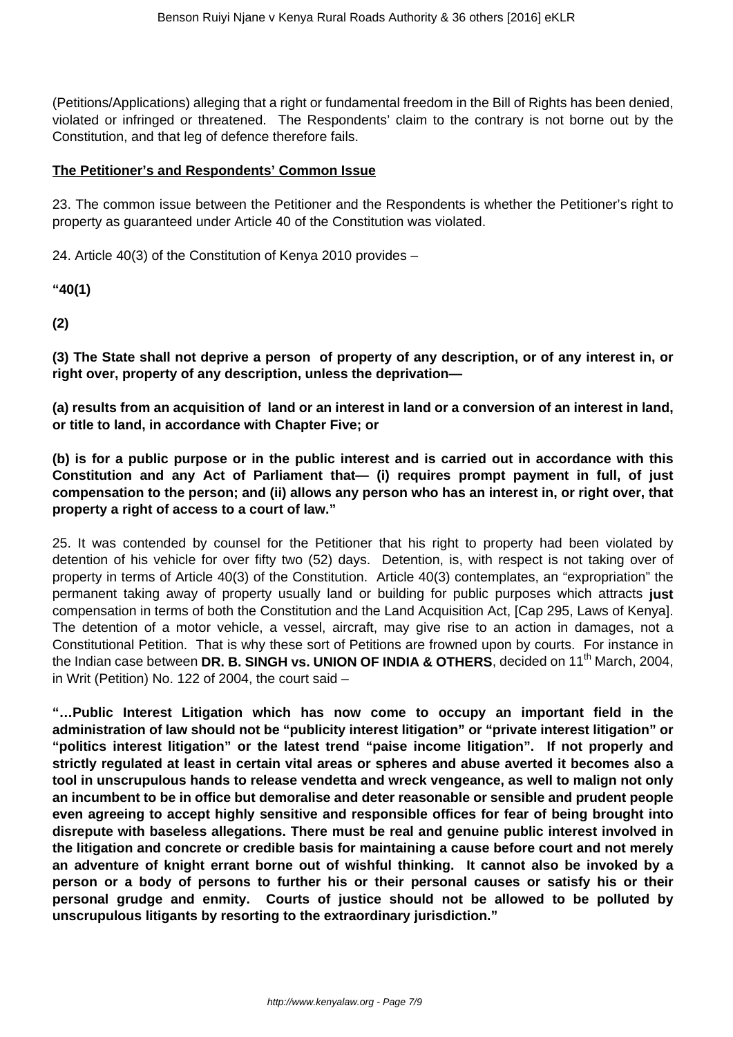(Petitions/Applications) alleging that a right or fundamental freedom in the Bill of Rights has been denied, violated or infringed or threatened. The Respondents' claim to the contrary is not borne out by the Constitution, and that leg of defence therefore fails.

**The Petitioner's and Respondents' Common Issue**

23. The common issue between the Petitioner and the Respondents is whether the Petitioner's right to property as guaranteed under Article 40 of the Constitution was violated.

24. Article 40(3) of the Constitution of Kenya 2010 provides –

**"40(1)**

**(2)**

**(3) The State shall not deprive a person of property of any description, or of any interest in, or right over, property of any description, unless the deprivation—**

**(a) results from an acquisition of land or an interest in land or a conversion of an interest in land, or title to land, in accordance with Chapter Five; or**

**(b) is for a public purpose or in the public interest and is carried out in accordance with this Constitution and any Act of Parliament that— (i) requires prompt payment in full, of just compensation to the person; and (ii) allows any person who has an interest in, or right over, that property a right of access to a court of law."**

25. It was contended by counsel for the Petitioner that his right to property had been violated by detention of his vehicle for over fifty two (52) days. Detention, is, with respect is not taking over of property in terms of Article 40(3) of the Constitution. Article 40(3) contemplates, an "expropriation" the permanent taking away of property usually land or building for public purposes which attracts **just** compensation in terms of both the Constitution and the Land Acquisition Act, [Cap 295, Laws of Kenya]. The detention of a motor vehicle, a vessel, aircraft, may give rise to an action in damages, not a Constitutional Petition. That is why these sort of Petitions are frowned upon by courts. For instance in the Indian case between **DR. B. SINGH vs. UNION OF INDIA & OTHERS**, decided on 11th March, 2004, in Writ (Petition) No. 122 of 2004, the court said –

**"…Public Interest Litigation which has now come to occupy an important field in the administration of law should not be "publicity interest litigation" or "private interest litigation" or "politics interest litigation" or the latest trend "paise income litigation". If not properly and strictly regulated at least in certain vital areas or spheres and abuse averted it becomes also a tool in unscrupulous hands to release vendetta and wreck vengeance, as well to malign not only an incumbent to be in office but demoralise and deter reasonable or sensible and prudent people even agreeing to accept highly sensitive and responsible offices for fear of being brought into disrepute with baseless allegations. There must be real and genuine public interest involved in the litigation and concrete or credible basis for maintaining a cause before court and not merely an adventure of knight errant borne out of wishful thinking. It cannot also be invoked by a person or a body of persons to further his or their personal causes or satisfy his or their personal grudge and enmity. Courts of justice should not be allowed to be polluted by unscrupulous litigants by resorting to the extraordinary jurisdiction."**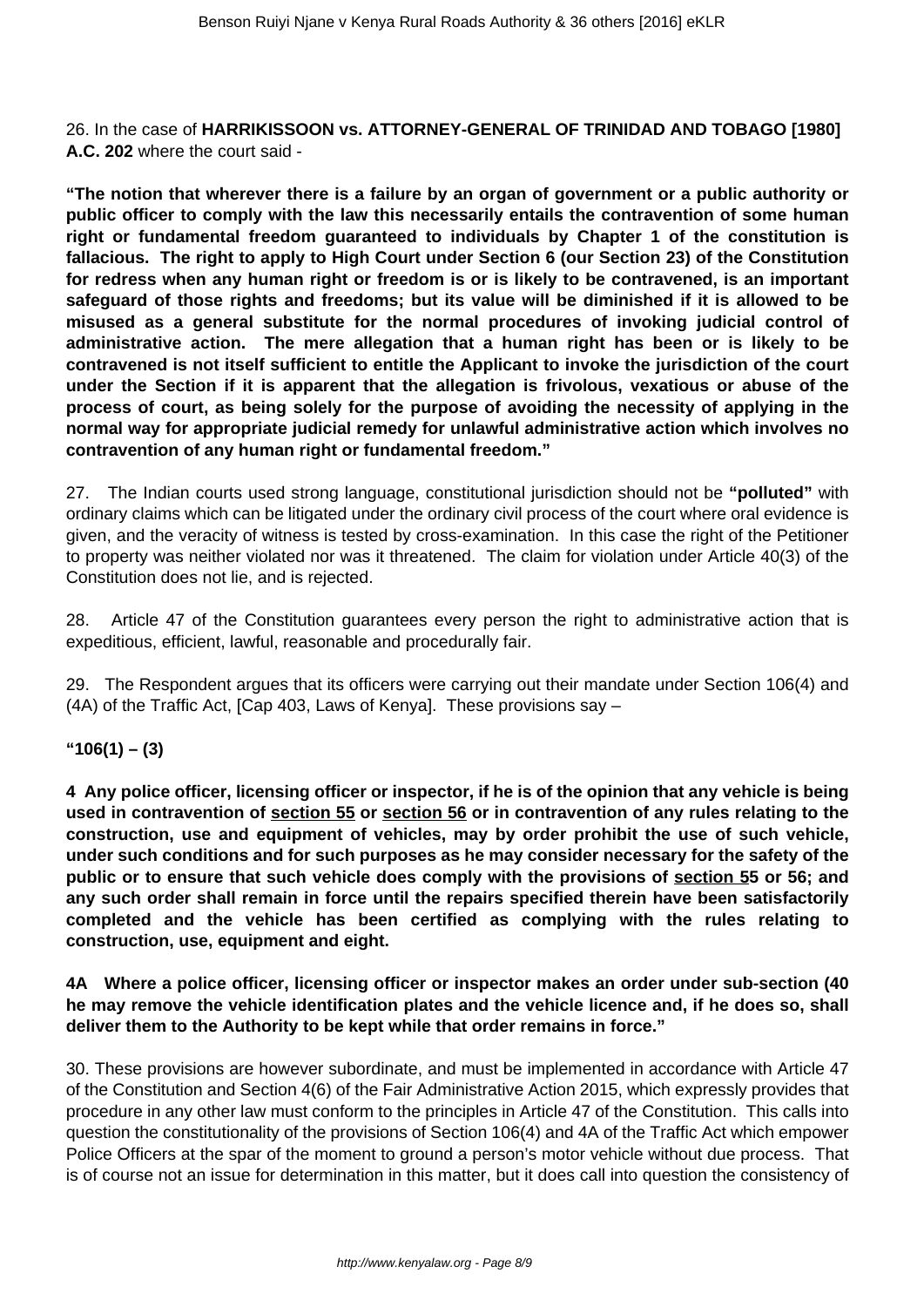26. In the case of **HARRIKISSOON vs. ATTORNEY-GENERAL OF TRINIDAD AND TOBAGO [1980] A.C. 202** where the court said -

**"The notion that wherever there is a failure by an organ of government or a public authority or public officer to comply with the law this necessarily entails the contravention of some human right or fundamental freedom guaranteed to individuals by Chapter 1 of the constitution is fallacious. The right to apply to High Court under Section 6 (our Section 23) of the Constitution for redress when any human right or freedom is or is likely to be contravened, is an important safeguard of those rights and freedoms; but its value will be diminished if it is allowed to be misused as a general substitute for the normal procedures of invoking judicial control of administrative action. The mere allegation that a human right has been or is likely to be contravened is not itself sufficient to entitle the Applicant to invoke the jurisdiction of the court under the Section if it is apparent that the allegation is frivolous, vexatious or abuse of the process of court, as being solely for the purpose of avoiding the necessity of applying in the normal way for appropriate judicial remedy for unlawful administrative action which involves no contravention of any human right or fundamental freedom."**

27. The Indian courts used strong language, constitutional jurisdiction should not be **"polluted"** with ordinary claims which can be litigated under the ordinary civil process of the court where oral evidence is given, and the veracity of witness is tested by cross-examination. In this case the right of the Petitioner to property was neither violated nor was it threatened. The claim for violation under Article 40(3) of the Constitution does not lie, and is rejected.

28. Article 47 of the Constitution guarantees every person the right to administrative action that is expeditious, efficient, lawful, reasonable and procedurally fair.

29. The Respondent argues that its officers were carrying out their mandate under Section 106(4) and (4A) of the Traffic Act, [Cap 403, Laws of Kenya]. These provisions say –

**"106(1) – (3)**

**4 Any police officer, licensing officer or inspector, if he is of the opinion that any vehicle is being used in contravention of section 55 or section 56 or in contravention of any rules relating to the construction, use and equipment of vehicles, may by order prohibit the use of such vehicle, under such conditions and for such purposes as he may consider necessary for the safety of the public or to ensure that such vehicle does comply with the provisions of section 55 or 56; and any such order shall remain in force until the repairs specified therein have been satisfactorily completed and the vehicle has been certified as complying with the rules relating to construction, use, equipment and eight.**

**4A Where a police officer, licensing officer or inspector makes an order under sub-section (40 he may remove the vehicle identification plates and the vehicle licence and, if he does so, shall deliver them to the Authority to be kept while that order remains in force."**

30. These provisions are however subordinate, and must be implemented in accordance with Article 47 of the Constitution and Section 4(6) of the Fair Administrative Action 2015, which expressly provides that procedure in any other law must conform to the principles in Article 47 of the Constitution. This calls into question the constitutionality of the provisions of Section 106(4) and 4A of the Traffic Act which empower Police Officers at the spar of the moment to ground a person's motor vehicle without due process. That is of course not an issue for determination in this matter, but it does call into question the consistency of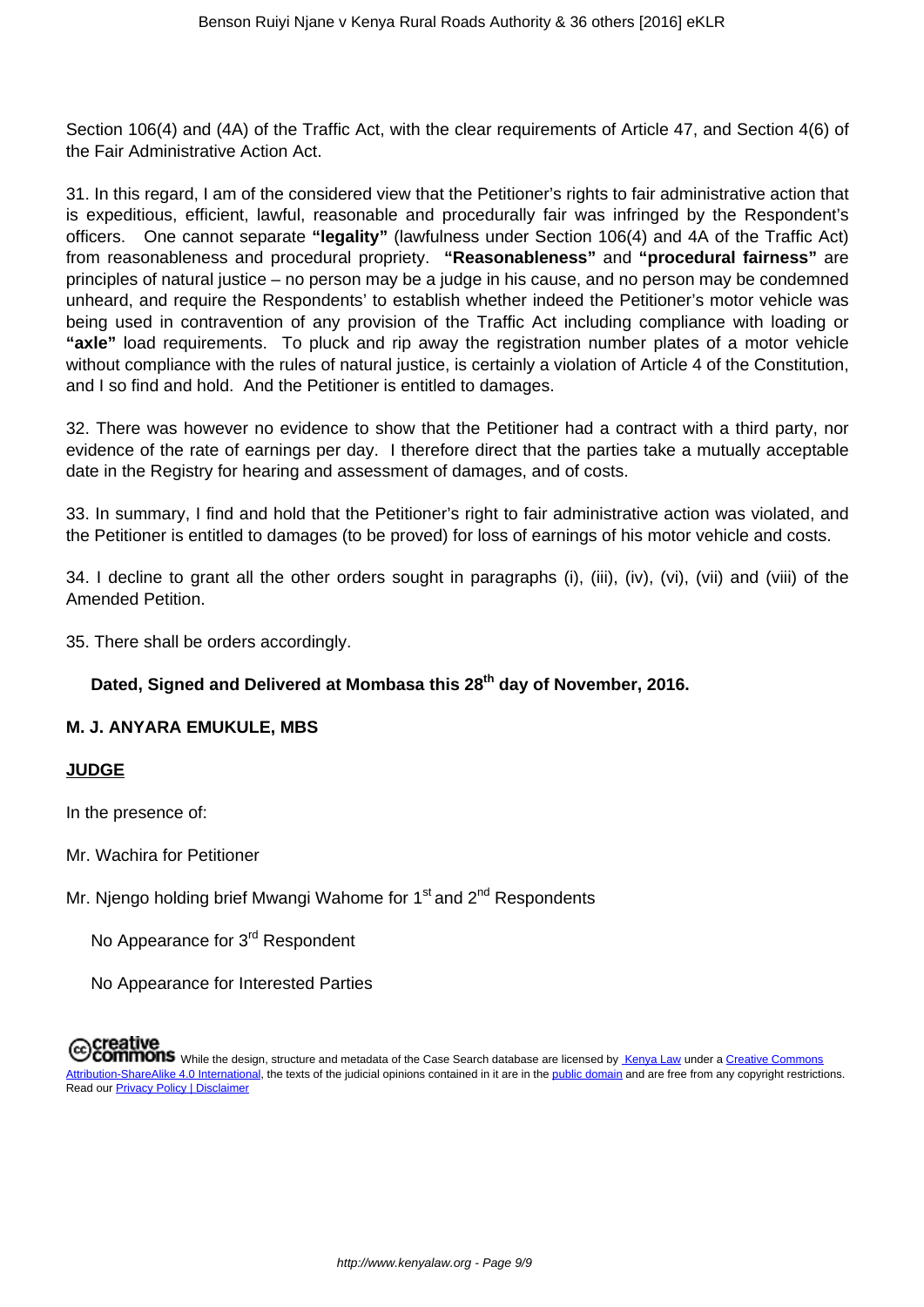Section 106(4) and (4A) of the Traffic Act, with the clear requirements of Article 47, and Section 4(6) of the Fair Administrative Action Act.

31. In this regard, I am of the considered view that the Petitioner's rights to fair administrative action that is expeditious, efficient, lawful, reasonable and procedurally fair was infringed by the Respondent's officers. One cannot separate **"legality"** (lawfulness under Section 106(4) and 4A of the Traffic Act) from reasonableness and procedural propriety. **"Reasonableness"** and **"procedural fairness"** are principles of natural justice – no person may be a judge in his cause, and no person may be condemned unheard, and require the Respondents' to establish whether indeed the Petitioner's motor vehicle was being used in contravention of any provision of the Traffic Act including compliance with loading or **"axle"** load requirements. To pluck and rip away the registration number plates of a motor vehicle without compliance with the rules of natural justice, is certainly a violation of Article 4 of the Constitution, and I so find and hold. And the Petitioner is entitled to damages.

32. There was however no evidence to show that the Petitioner had a contract with a third party, nor evidence of the rate of earnings per day. I therefore direct that the parties take a mutually acceptable date in the Registry for hearing and assessment of damages, and of costs.

33. In summary, I find and hold that the Petitioner's right to fair administrative action was violated, and the Petitioner is entitled to damages (to be proved) for loss of earnings of his motor vehicle and costs.

34. I decline to grant all the other orders sought in paragraphs (i), (iii), (iv), (vi), (vii) and (viii) of the Amended Petition.

35. There shall be orders accordingly.

**Dated, Signed and Delivered at Mombasa this 28th day of November, 2016.**

**M. J. ANYARA EMUKULE, MBS**

**JUDGE**

In the presence of:

Mr. Wachira for Petitioner

Mr. Njengo holding brief Mwangi Wahome for 1st and 2nd Respondents

No Appearance for 3rd Respondent

No Appearance for Interested Parties

While the design, structure and metadata of the Case Search database are licensed by Kenya Law under a Creative Commons Attribution-ShareAlike 4.0 International, the texts of the judicial opinions contained in it are in the public domain and are free from any copyright restrictions. Read our Privacy Policy | Disclaimer